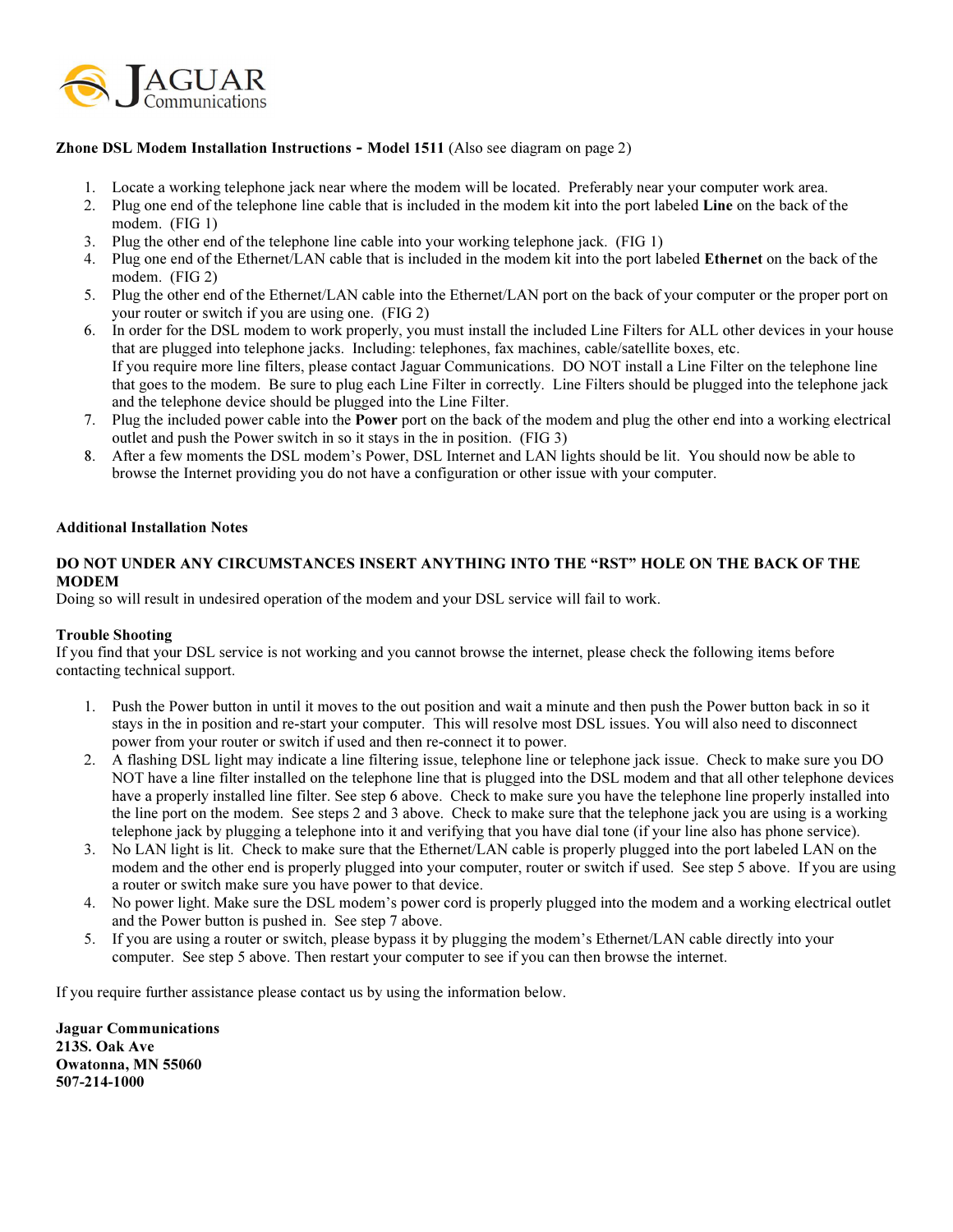JAGUAR Communications

**Zhone DSL Modem Installation Instructions - Model 1511** (Also see diagram on page 2)

1. Locate a working telephone jack near where the modem will be located. Preferably near your computer work area.
2. Plug one end of the telephone line cable that is included in the modem kit into the port labeled **Line** on the back of the modem. (FIG 1)
3. Plug the other end of the telephone line cable into your working telephone jack. (FIG 1)
4. Plug one end of the Ethernet/LAN cable that is included in the modem kit into the port labeled **Ethernet** on the back of the modem. (FIG 2)
5. Plug the other end of the Ethernet/LAN cable into the Ethernet/LAN port on the back of your computer or the proper port on your router or switch if you are using one. (FIG 2)
6. In order for the DSL modem to work properly, you must install the included Line Filters for ALL other devices in your house that are plugged into telephone jacks. Including: telephones, fax machines, cable/satellite boxes, etc.
   If you require more line filters, please contact Jaguar Communications. DO NOT install a Line Filter on the telephone line that goes to the modem. Be sure to plug each Line Filter in correctly. Line Filters should be plugged into the telephone jack and the telephone device should be plugged into the Line Filter.
7. Plug the included power cable into the **Power** port on the back of the modem and plug the other end into a working electrical outlet and push the Power switch in so it stays in the in position. (FIG 3)
8. After a few moments the DSL modem's Power, DSL Internet and LAN lights should be lit. You should now be able to browse the Internet providing you do not have a configuration or other issue with your computer.

**Additional Installation Notes**

**DO NOT UNDER ANY CIRCUMSTANCES INSERT ANYTHING INTO THE "RST" HOLE ON THE BACK OF THE MODEM**
Doing so will result in undesired operation of the modem and your DSL service will fail to work.

**Trouble Shooting**
If you find that your DSL service is not working and you cannot browse the internet, please check the following items before contacting technical support.

1. Push the Power button in until it moves to the out position and wait a minute and then push the Power button back in so it stays in the in position and re-start your computer. This will resolve most DSL issues. You will also need to disconnect power from your router or switch if used and then re-connect it to power.
2. A flashing DSL light may indicate a line filtering issue, telephone line or telephone jack issue. Check to make sure you DO NOT have a line filter installed on the telephone line that is plugged into the DSL modem and that all other telephone devices have a properly installed line filter. See step 6 above. Check to make sure you have the telephone line properly installed into the line port on the modem. See steps 2 and 3 above. Check to make sure that the telephone jack you are using is a working telephone jack by plugging a telephone into it and verifying that you have dial tone (if your line also has phone service).
3. No LAN light is lit. Check to make sure that the Ethernet/LAN cable is properly plugged into the port labeled LAN on the modem and the other end is properly plugged into your computer, router or switch if used. See step 5 above. If you are using a router or switch make sure you have power to that device.
4. No power light. Make sure the DSL modem's power cord is properly plugged into the modem and a working electrical outlet and the Power button is pushed in. See step 7 above.
5. If you are using a router or switch, please bypass it by plugging the modem's Ethernet/LAN cable directly into your computer. See step 5 above. Then restart your computer to see if you can then browse the internet.

If you require further assistance please contact us by using the information below.

**Jaguar Communications**
**213S. Oak Ave**
**Owatonna, MN 55060**
**507-214-1000**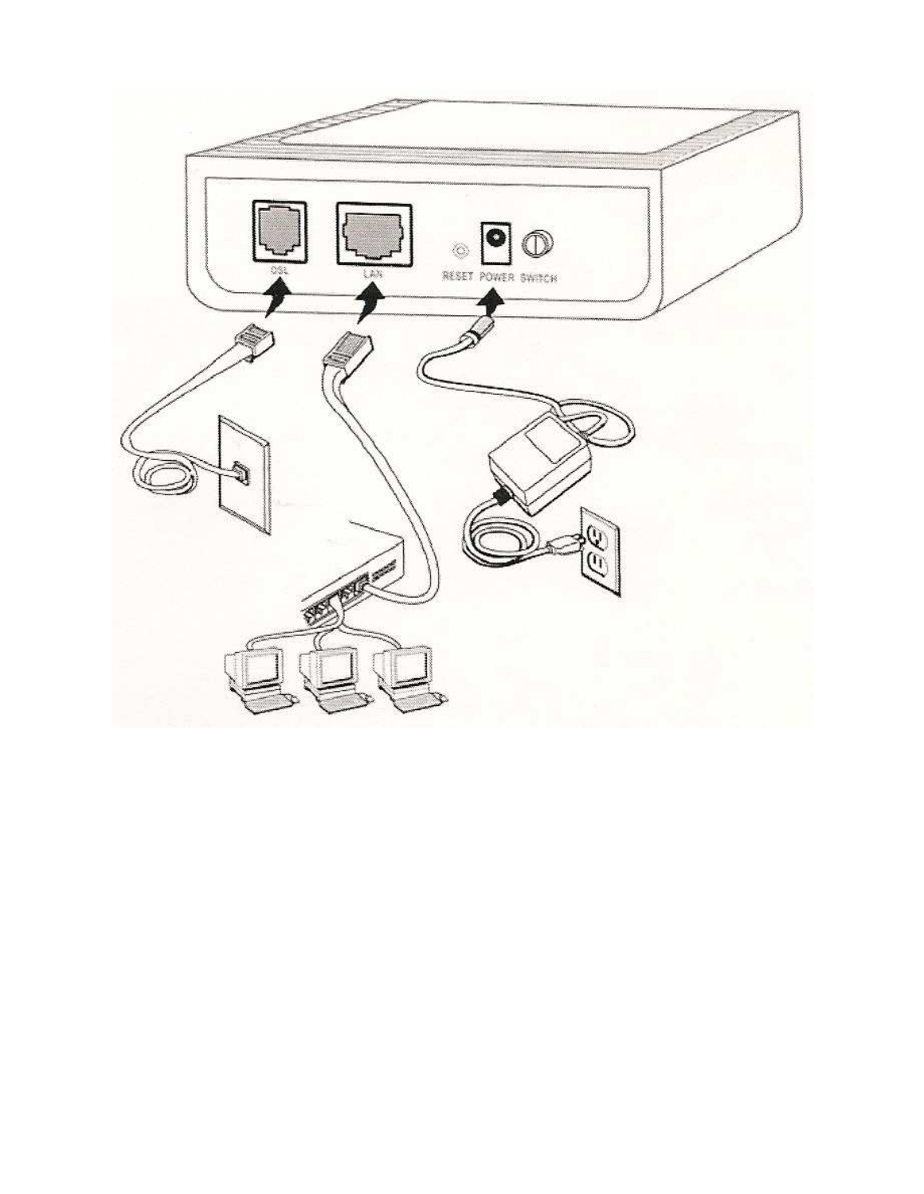DSL

LAN

RESET POWER SWITCH